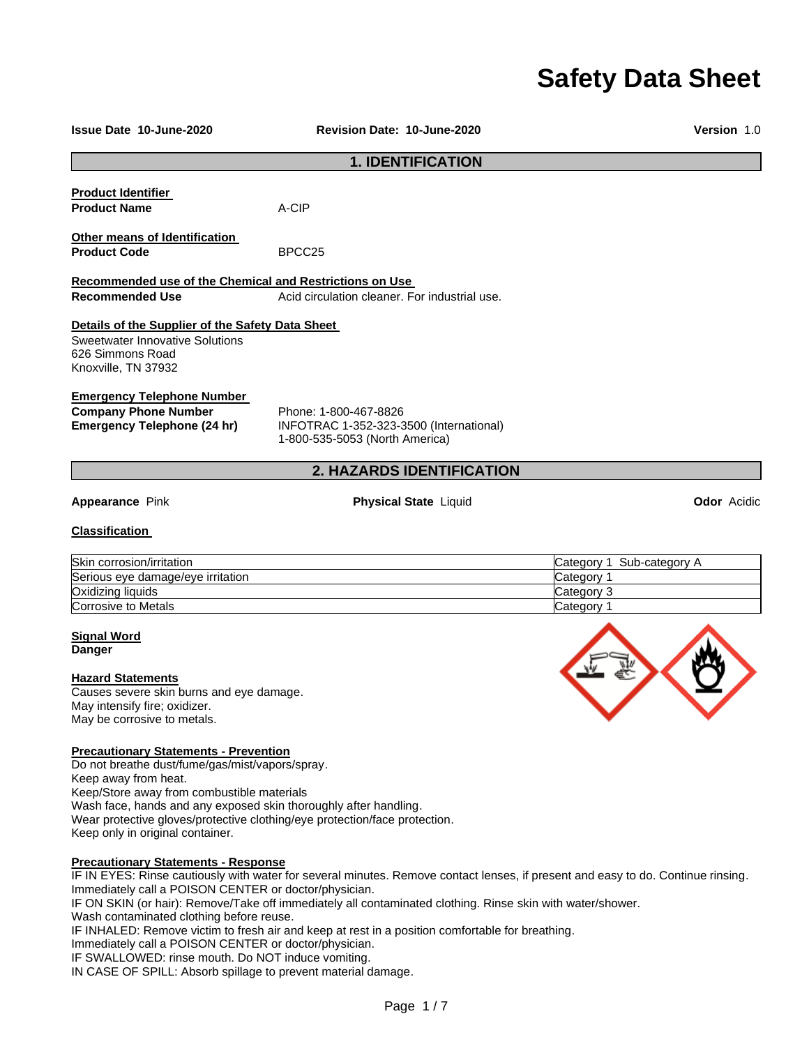# Safety Data Sheet

**Issue Date** 10-June-2020 **Revision Date:** 10-June-2020 **Version** 1.0

## 1. IDENTIFICATION

**Product Identifier**

**Product Name** A-CIP

**Other means of Identification**

**Product Code** BPCC25

**Recommended use of the Chemical and Restrictions on Use**

**Recommended Use** Acid circulation cleaner. For industrial use.

**Details of the Supplier of the Safety Data Sheet**

Sweetwater Innovative Solutions
626 Simmons Road
Knoxville, TN 37932

**Emergency Telephone Number**

**Company Phone Number** Phone: 1-800-467-8826

**Emergency Telephone (24 hr)** INFOTRAC 1-352-323-3500 (International)
1-800-535-5053 (North America)

## 2. HAZARDS IDENTIFICATION

**Appearance** Pink **Physical State** Liquid **Odor** Acidic

**Classification**

| | |
|---|---|
| Skin corrosion/irritation | Category 1 Sub-category A |
| Serious eye damage/eye irritation | Category 1 |
| Oxidizing liquids | Category 3 |
| Corrosive to Metals | Category 1 |

**Signal Word**

**Danger**

**Hazard Statements**

Causes severe skin burns and eye damage.
May intensify fire; oxidizer.
May be corrosive to metals.

**Precautionary Statements - Prevention**

Do not breathe dust/fume/gas/mist/vapors/spray.
Keep away from heat.
Keep/Store away from combustible materials
Wash face, hands and any exposed skin thoroughly after handling.
Wear protective gloves/protective clothing/eye protection/face protection.
Keep only in original container.

**Precautionary Statements - Response**

IF IN EYES: Rinse cautiously with water for several minutes. Remove contact lenses, if present and easy to do. Continue rinsing.
Immediately call a POISON CENTER or doctor/physician.
IF ON SKIN (or hair): Remove/Take off immediately all contaminated clothing. Rinse skin with water/shower.
Wash contaminated clothing before reuse.
IF INHALED: Remove victim to fresh air and keep at rest in a position comfortable for breathing.
Immediately call a POISON CENTER or doctor/physician.
IF SWALLOWED: rinse mouth. Do NOT induce vomiting.
IN CASE OF SPILL: Absorb spillage to prevent material damage.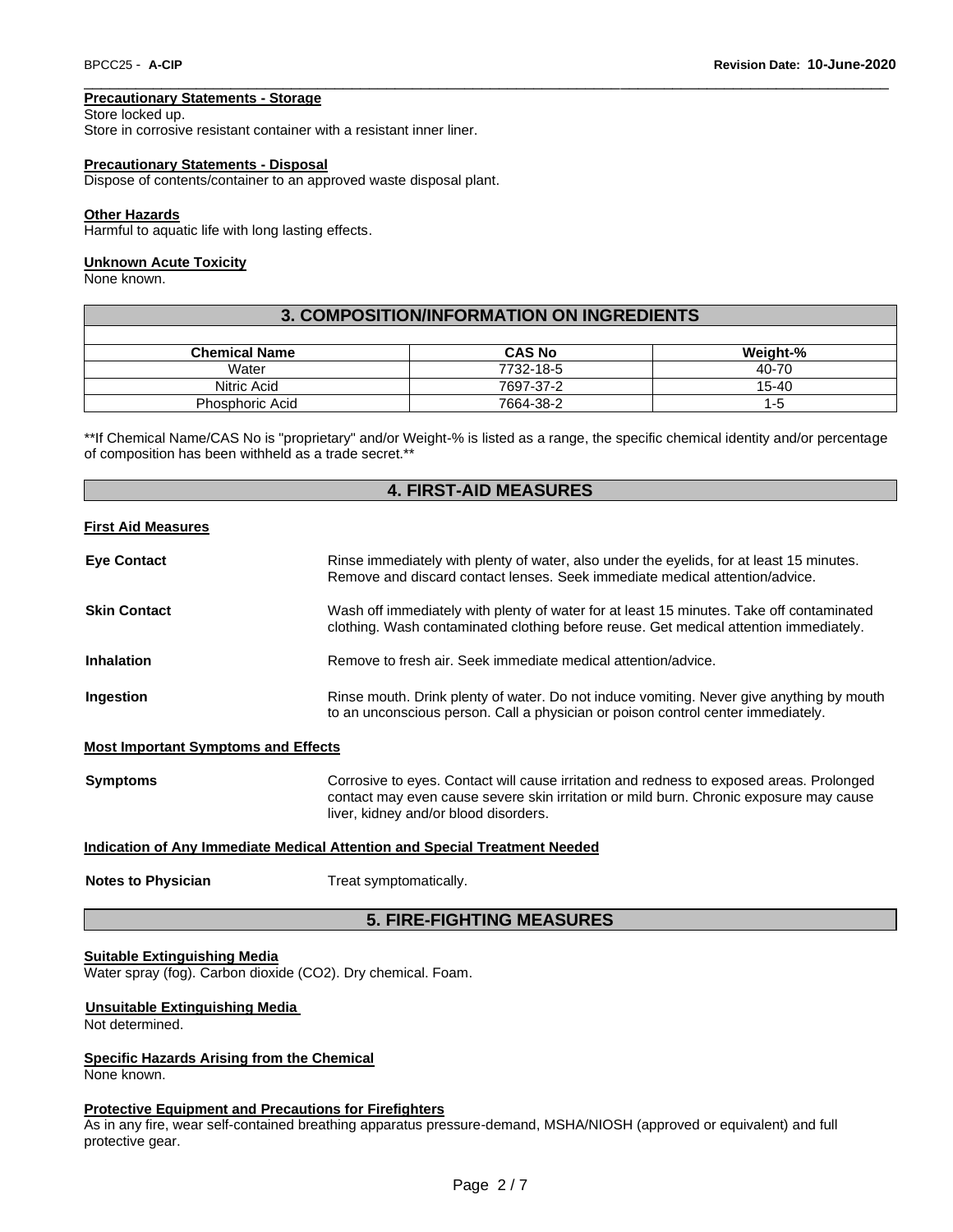#### Precautionary Statements - Storage

Store locked up.
Store in corrosive resistant container with a resistant inner liner.

#### Precautionary Statements - Disposal

Dispose of contents/container to an approved waste disposal plant.

#### Other Hazards

Harmful to aquatic life with long lasting effects.

#### Unknown Acute Toxicity

None known.

## 3. COMPOSITION/INFORMATION ON INGREDIENTS

| Chemical Name | CAS No | Weight-% |
|---|---|---|
| Water | 7732-18-5 | 40-70 |
| Nitric Acid | 7697-37-2 | 15-40 |
| Phosphoric Acid | 7664-38-2 | 1-5 |

**If Chemical Name/CAS No is "proprietary" and/or Weight-% is listed as a range, the specific chemical identity and/or percentage of composition has been withheld as a trade secret.**

## 4. FIRST-AID MEASURES

#### First Aid Measures

**Eye Contact** Rinse immediately with plenty of water, also under the eyelids, for at least 15 minutes. Remove and discard contact lenses. Seek immediate medical attention/advice.

**Skin Contact** Wash off immediately with plenty of water for at least 15 minutes. Take off contaminated clothing. Wash contaminated clothing before reuse. Get medical attention immediately.

**Inhalation** Remove to fresh air. Seek immediate medical attention/advice.

**Ingestion** Rinse mouth. Drink plenty of water. Do not induce vomiting. Never give anything by mouth to an unconscious person. Call a physician or poison control center immediately.

#### Most Important Symptoms and Effects

**Symptoms** Corrosive to eyes. Contact will cause irritation and redness to exposed areas. Prolonged contact may even cause severe skin irritation or mild burn. Chronic exposure may cause liver, kidney and/or blood disorders.

#### Indication of Any Immediate Medical Attention and Special Treatment Needed

**Notes to Physician** Treat symptomatically.

## 5. FIRE-FIGHTING MEASURES

#### Suitable Extinguishing Media

Water spray (fog). Carbon dioxide ($CO_2$). Dry chemical. Foam.

#### Unsuitable Extinguishing Media

Not determined.

#### Specific Hazards Arising from the Chemical

None known.

#### Protective Equipment and Precautions for Firefighters

As in any fire, wear self-contained breathing apparatus pressure-demand, MSHA/NIOSH (approved or equivalent) and full protective gear.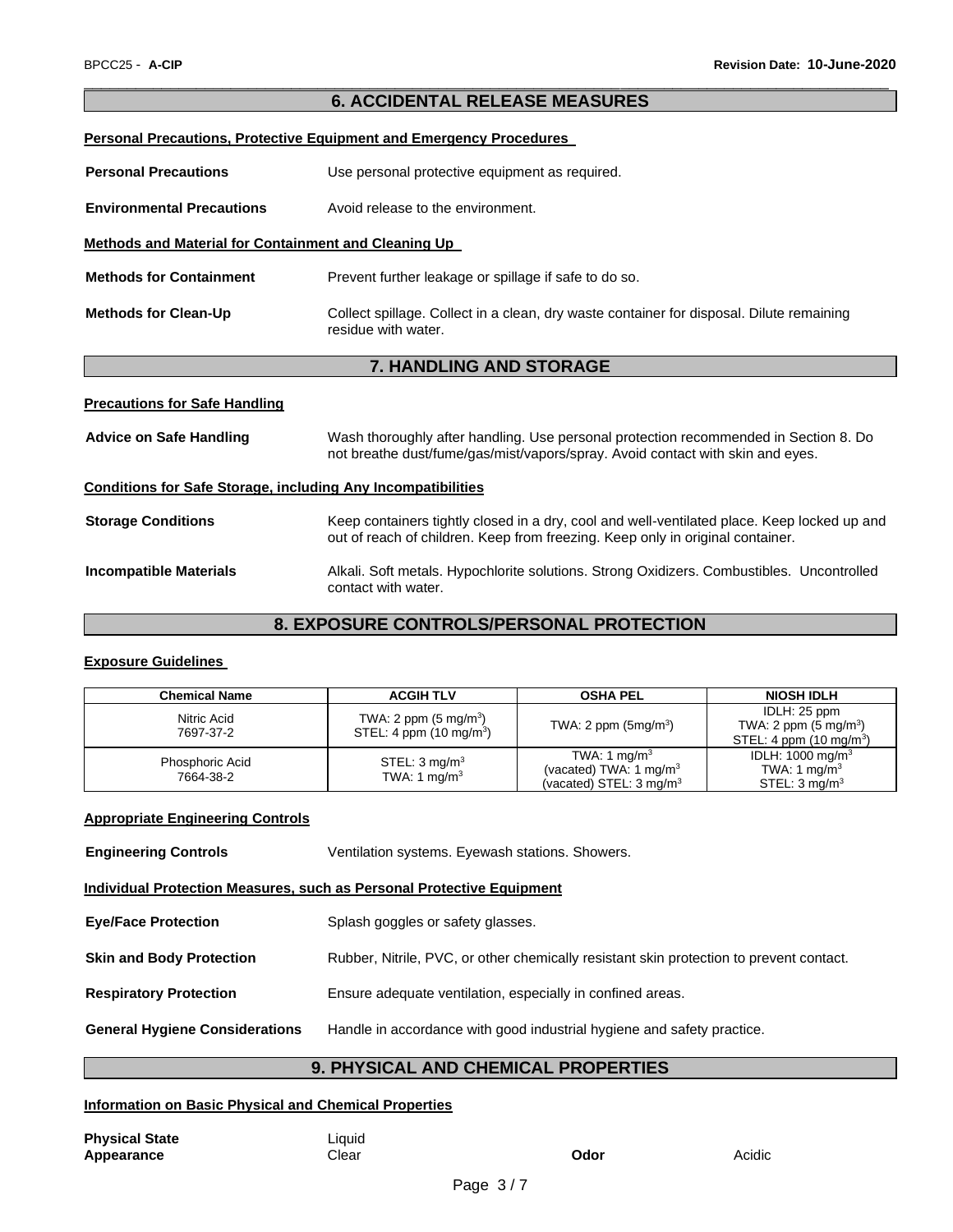## 6. ACCIDENTAL RELEASE MEASURES

**Personal Precautions, Protective Equipment and Emergency Procedures**

**Personal Precautions** Use personal protective equipment as required.

**Environmental Precautions** Avoid release to the environment.

**Methods and Material for Containment and Cleaning Up**

**Methods for Containment** Prevent further leakage or spillage if safe to do so.

**Methods for Clean-Up** Collect spillage. Collect in a clean, dry waste container for disposal. Dilute remaining residue with water.

## 7. HANDLING AND STORAGE

**Precautions for Safe Handling**

**Advice on Safe Handling** Wash thoroughly after handling. Use personal protection recommended in Section 8. Do not breathe dust/fume/gas/mist/vapors/spray. Avoid contact with skin and eyes.

**Conditions for Safe Storage, including Any Incompatibilities**

**Storage Conditions** Keep containers tightly closed in a dry, cool and well-ventilated place. Keep locked up and out of reach of children. Keep from freezing. Keep only in original container.

**Incompatible Materials** Alkali. Soft metals. Hypochlorite solutions. Strong Oxidizers. Combustibles. Uncontrolled contact with water.

## 8. EXPOSURE CONTROLS/PERSONAL PROTECTION

**Exposure Guidelines**

| Chemical Name | ACGIH TLV | OSHA PEL | NIOSH IDLH |
|---|---|---|---|
| Nitric Acid<br>7697-37-2 | TWA: 2 ppm (5 mg/m$^3$)<br>STEL: 4 ppm (10 mg/m$^3$) | TWA: 2 ppm (5mg/m$^3$) | IDLH: 25 ppm<br>TWA: 2 ppm (5 mg/m$^3$)<br>STEL: 4 ppm (10 mg/m$^3$) |
| Phosphoric Acid<br>7664-38-2 | STEL: 3 mg/m$^3$<br>TWA: 1 mg/m$^3$ | TWA: 1 mg/m$^3$<br>(vacated) TWA: 1 mg/m$^3$<br>(vacated) STEL: 3 mg/m$^3$ | IDLH: 1000 mg/m$^3$<br>TWA: 1 mg/m$^3$<br>STEL: 3 mg/m$^3$ |

**Appropriate Engineering Controls**

**Engineering Controls** Ventilation systems. Eyewash stations. Showers.

**Individual Protection Measures, such as Personal Protective Equipment**

**Eye/Face Protection** Splash goggles or safety glasses.

**Skin and Body Protection** Rubber, Nitrile, PVC, or other chemically resistant skin protection to prevent contact.

**Respiratory Protection** Ensure adequate ventilation, especially in confined areas.

**General Hygiene Considerations** Handle in accordance with good industrial hygiene and safety practice.

## 9. PHYSICAL AND CHEMICAL PROPERTIES

**Information on Basic Physical and Chemical Properties**

**Physical State** Liquid
**Appearance** Clear **Odor** Acidic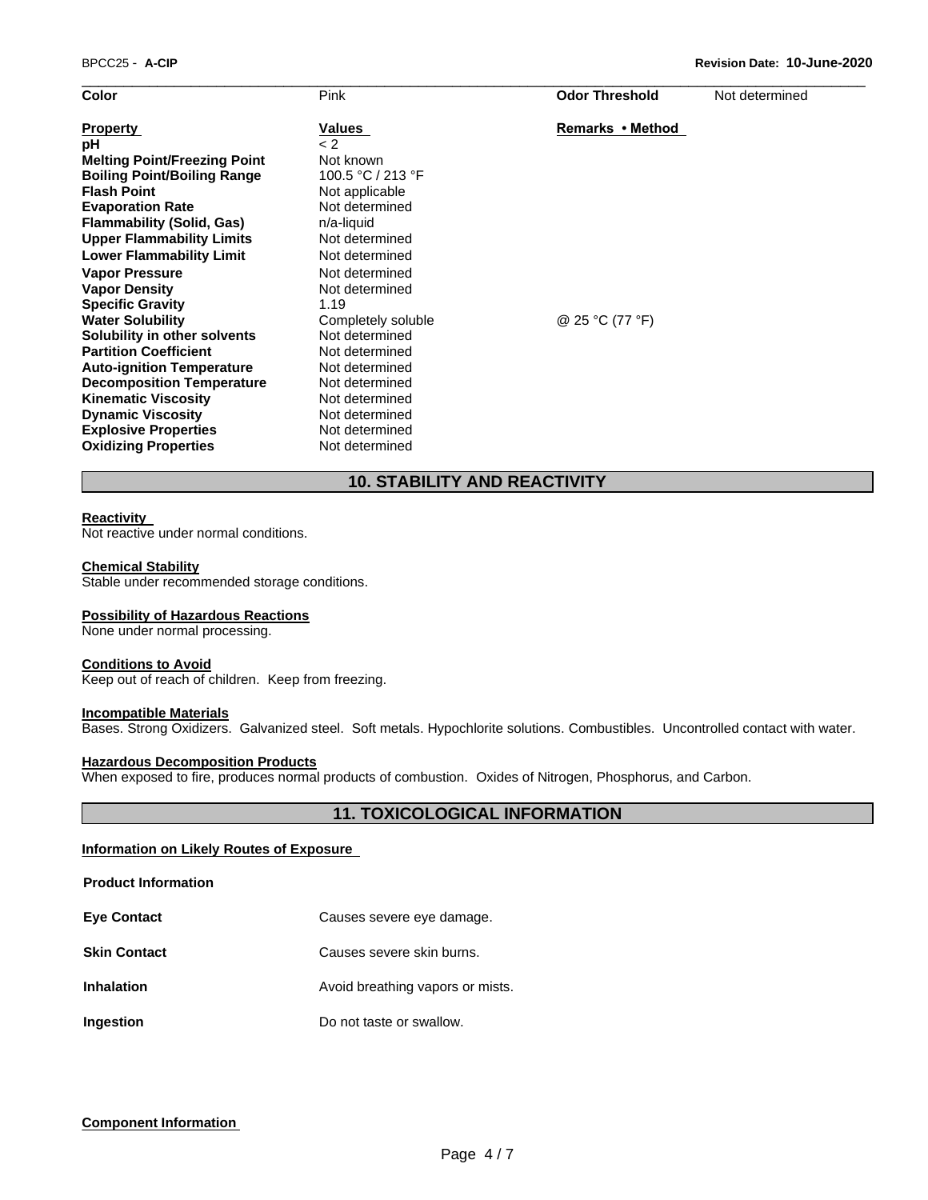| Color | Pink | Odor Threshold | Not determined |
|---|---|---|---|

| Property | Values | Remarks • Method |
|---|---|---|
| **pH** | < 2 | |
| **Melting Point/Freezing Point** | Not known | |
| **Boiling Point/Boiling Range** | 100.5 °C / 213 °F | |
| **Flash Point** | Not applicable | |
| **Evaporation Rate** | Not determined | |
| **Flammability (Solid, Gas)** | n/a-liquid | |
| **Upper Flammability Limits** | Not determined | |
| **Lower Flammability Limit** | Not determined | |
| **Vapor Pressure** | Not determined | |
| **Vapor Density** | Not determined | |
| **Specific Gravity** | 1.19 | |
| **Water Solubility** | Completely soluble | @ 25 °C (77 °F) |
| **Solubility in other solvents** | Not determined | |
| **Partition Coefficient** | Not determined | |
| **Auto-ignition Temperature** | Not determined | |
| **Decomposition Temperature** | Not determined | |
| **Kinematic Viscosity** | Not determined | |
| **Dynamic Viscosity** | Not determined | |
| **Explosive Properties** | Not determined | |
| **Oxidizing Properties** | Not determined | |

## 10. STABILITY AND REACTIVITY

**Reactivity**
Not reactive under normal conditions.

**Chemical Stability**
Stable under recommended storage conditions.

**Possibility of Hazardous Reactions**
None under normal processing.

**Conditions to Avoid**
Keep out of reach of children. Keep from freezing.

**Incompatible Materials**
Bases. Strong Oxidizers. Galvanized steel. Soft metals. Hypochlorite solutions. Combustibles. Uncontrolled contact with water.

**Hazardous Decomposition Products**
When exposed to fire, produces normal products of combustion. Oxides of Nitrogen, Phosphorus, and Carbon.

## 11. TOXICOLOGICAL INFORMATION

**Information on Likely Routes of Exposure**

**Product Information**

| | |
|---|---|
| **Eye Contact** | Causes severe eye damage. |
| **Skin Contact** | Causes severe skin burns. |
| **Inhalation** | Avoid breathing vapors or mists. |
| **Ingestion** | Do not taste or swallow. |

**Component Information**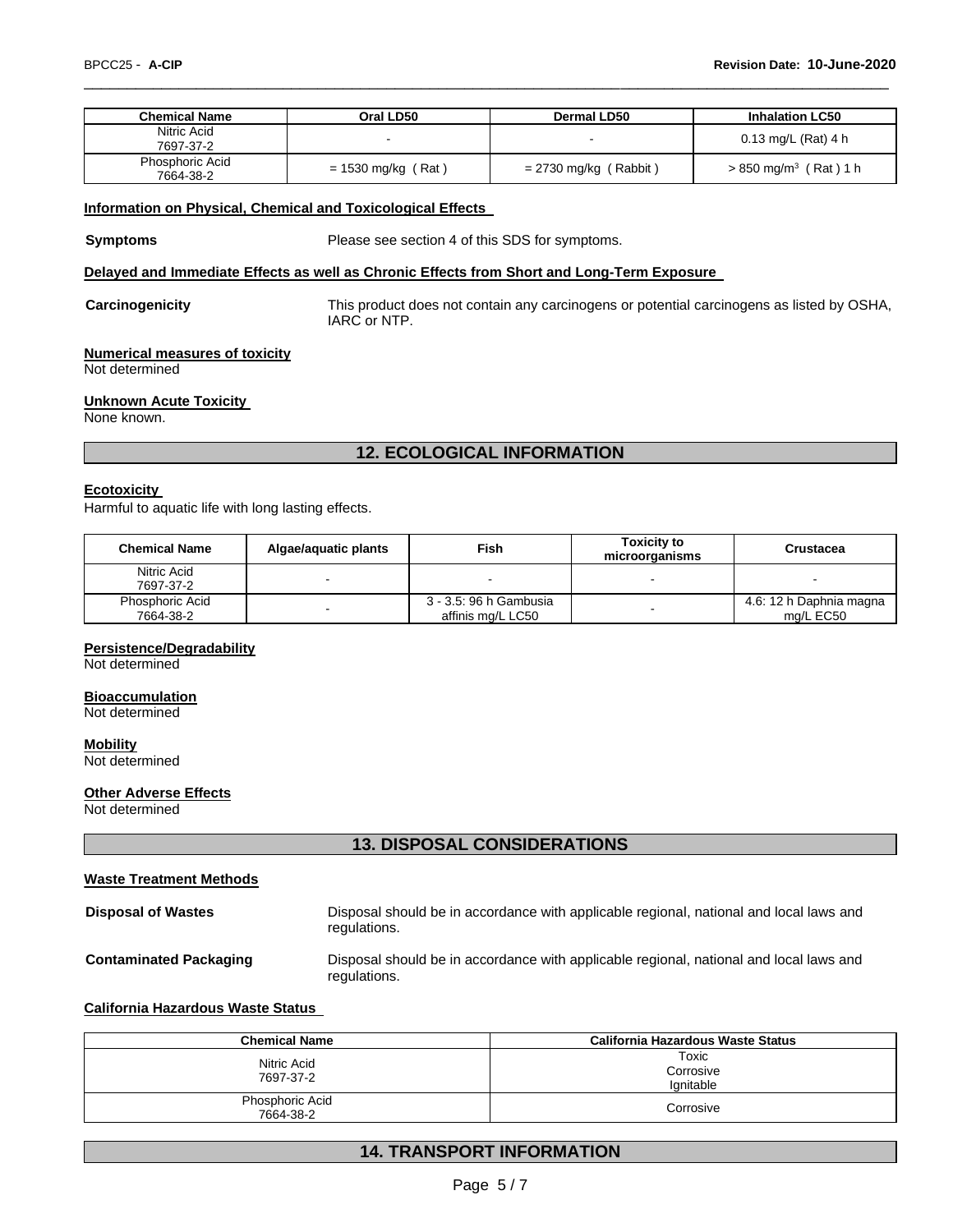| Chemical Name | Oral LD50 | Dermal LD50 | Inhalation LC50 |
|---|---|---|---|
| Nitric Acid 7697-37-2 | - | - | 0.13 mg/L (Rat) 4 h |
| Phosphoric Acid 7664-38-2 | = 1530 mg/kg ( Rat ) | = 2730 mg/kg ( Rabbit ) | > 850 mg/m$^3$ ( Rat ) 1 h |

**Information on Physical, Chemical and Toxicological Effects**

**Symptoms** Please see section 4 of this SDS for symptoms.

**Delayed and Immediate Effects as well as Chronic Effects from Short and Long-Term Exposure**

**Carcinogenicity** This product does not contain any carcinogens or potential carcinogens as listed by OSHA, IARC or NTP.

**Numerical measures of toxicity**
Not determined

**Unknown Acute Toxicity**
None known.

## 12. ECOLOGICAL INFORMATION

**Ecotoxicity**
Harmful to aquatic life with long lasting effects.

| Chemical Name | Algae/aquatic plants | Fish | Toxicity to microorganisms | Crustacea |
|---|---|---|---|---|
| Nitric Acid 7697-37-2 | - | - | - | - |
| Phosphoric Acid 7664-38-2 | - | 3 - 3.5: 96 h Gambusia affinis mg/L LC50 | - | 4.6: 12 h Daphnia magna mg/L EC50 |

**Persistence/Degradability**
Not determined

**Bioaccumulation**
Not determined

**Mobility**
Not determined

**Other Adverse Effects**
Not determined

## 13. DISPOSAL CONSIDERATIONS

**Waste Treatment Methods**

**Disposal of Wastes** Disposal should be in accordance with applicable regional, national and local laws and regulations.

**Contaminated Packaging** Disposal should be in accordance with applicable regional, national and local laws and regulations.

**California Hazardous Waste Status**

| Chemical Name | California Hazardous Waste Status |
|---|---|
| Nitric Acid 7697-37-2 | Toxic Corrosive Ignitable |
| Phosphoric Acid 7664-38-2 | Corrosive |

## 14. TRANSPORT INFORMATION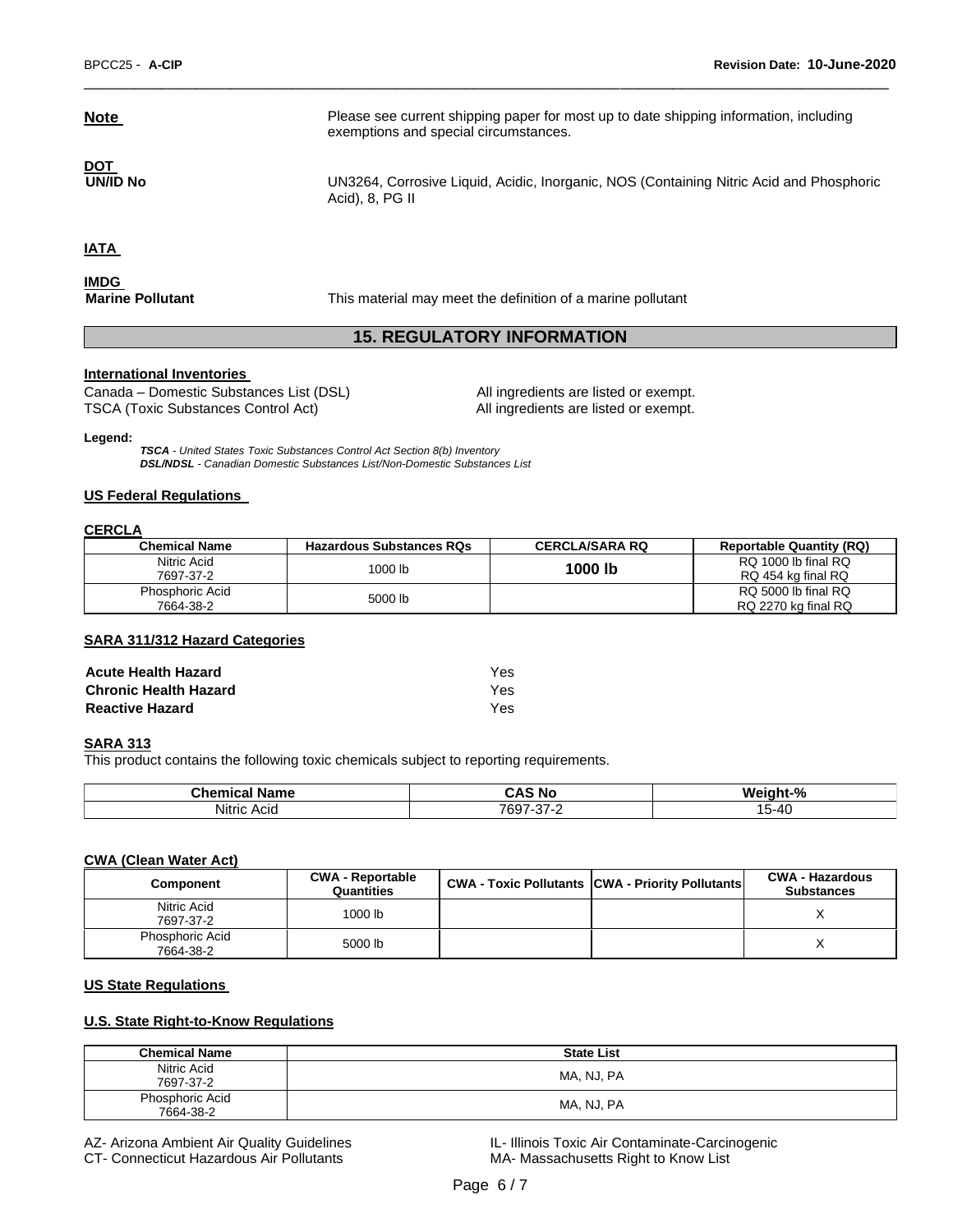**Note** Please see current shipping paper for most up to date shipping information, including exemptions and special circumstances.

**DOT**

**UN/ID No** UN3264, Corrosive Liquid, Acidic, Inorganic, NOS (Containing Nitric Acid and Phosphoric Acid), 8, PG II

**IATA**

**IMDG**

**Marine Pollutant** This material may meet the definition of a marine pollutant

## 15. REGULATORY INFORMATION

### International Inventories

Canada – Domestic Substances List (DSL) All ingredients are listed or exempt.
TSCA (Toxic Substances Control Act) All ingredients are listed or exempt.

**Legend:**

*TSCA - United States Toxic Substances Control Act Section 8(b) Inventory*
*DSL/NDSL - Canadian Domestic Substances List/Non-Domestic Substances List*

### US Federal Regulations

**CERCLA**

| Chemical Name | Hazardous Substances RQs | CERCLA/SARA RQ | Reportable Quantity (RQ) |
|---|---|---|---|
| Nitric Acid 7697-37-2 | 1000 lb | **1000 lb** | RQ 1000 lb final RQ RQ 454 kg final RQ |
| Phosphoric Acid 7664-38-2 | 5000 lb | | RQ 5000 lb final RQ RQ 2270 kg final RQ |

**SARA 311/312 Hazard Categories**

| | |
|---|---|
| **Acute Health Hazard** | Yes |
| **Chronic Health Hazard** | Yes |
| **Reactive Hazard** | Yes |

**SARA 313**

This product contains the following toxic chemicals subject to reporting requirements.

| Chemical Name | CAS No | Weight-% |
|---|---|---|
| Nitric Acid | 7697-37-2 | 15-40 |

**CWA (Clean Water Act)**

| Component | CWA - Reportable Quantities | CWA - Toxic Pollutants | CWA - Priority Pollutants | CWA - Hazardous Substances |
|---|---|---|---|---|
| Nitric Acid 7697-37-2 | 1000 lb | | | X |
| Phosphoric Acid 7664-38-2 | 5000 lb | | | X |

### US State Regulations

**U.S. State Right-to-Know Regulations**

| Chemical Name | State List |
|---|---|
| Nitric Acid 7697-37-2 | MA, NJ, PA |
| Phosphoric Acid 7664-38-2 | MA, NJ, PA |

AZ- Arizona Ambient Air Quality Guidelines
CT- Connecticut Hazardous Air Pollutants
IL- Illinois Toxic Air Contaminate-Carcinogenic
MA- Massachusetts Right to Know List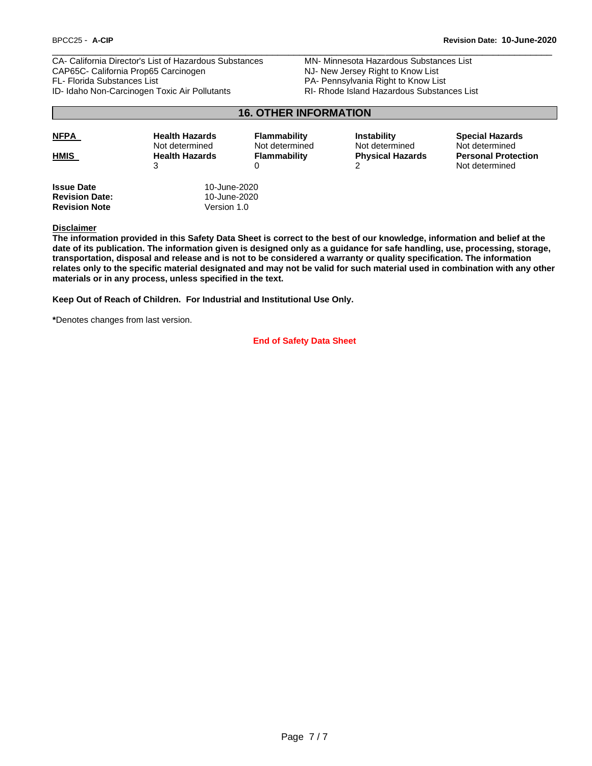CA- California Director's List of Hazardous Substances
CAP65C- California Prop65 Carcinogen
FL- Florida Substances List
ID- Idaho Non-Carcinogen Toxic Air Pollutants
MN- Minnesota Hazardous Substances List
NJ- New Jersey Right to Know List
PA- Pennsylvania Right to Know List
RI- Rhode Island Hazardous Substances List

## 16. OTHER INFORMATION

| | | | | |
|---|---|---|---|---|
| **NFPA** | **Health Hazards** Not determined | **Flammability** Not determined | **Instability** Not determined | **Special Hazards** Not determined |
| **HMIS** | **Health Hazards** 3 | **Flammability** 0 | **Physical Hazards** 2 | **Personal Protection** Not determined |

| | |
|---|---|
| **Issue Date** | 10-June-2020 |
| **Revision Date:** | 10-June-2020 |
| **Revision Note** | Version 1.0 |

**Disclaimer**

**The information provided in this Safety Data Sheet is correct to the best of our knowledge, information and belief at the date of its publication. The information given is designed only as a guidance for safe handling, use, processing, storage, transportation, disposal and release and is not to be considered a warranty or quality specification. The information relates only to the specific material designated and may not be valid for such material used in combination with any other materials or in any process, unless specified in the text.**

**Keep Out of Reach of Children. For Industrial and Institutional Use Only.**

**\***Denotes changes from last version.

**End of Safety Data Sheet**